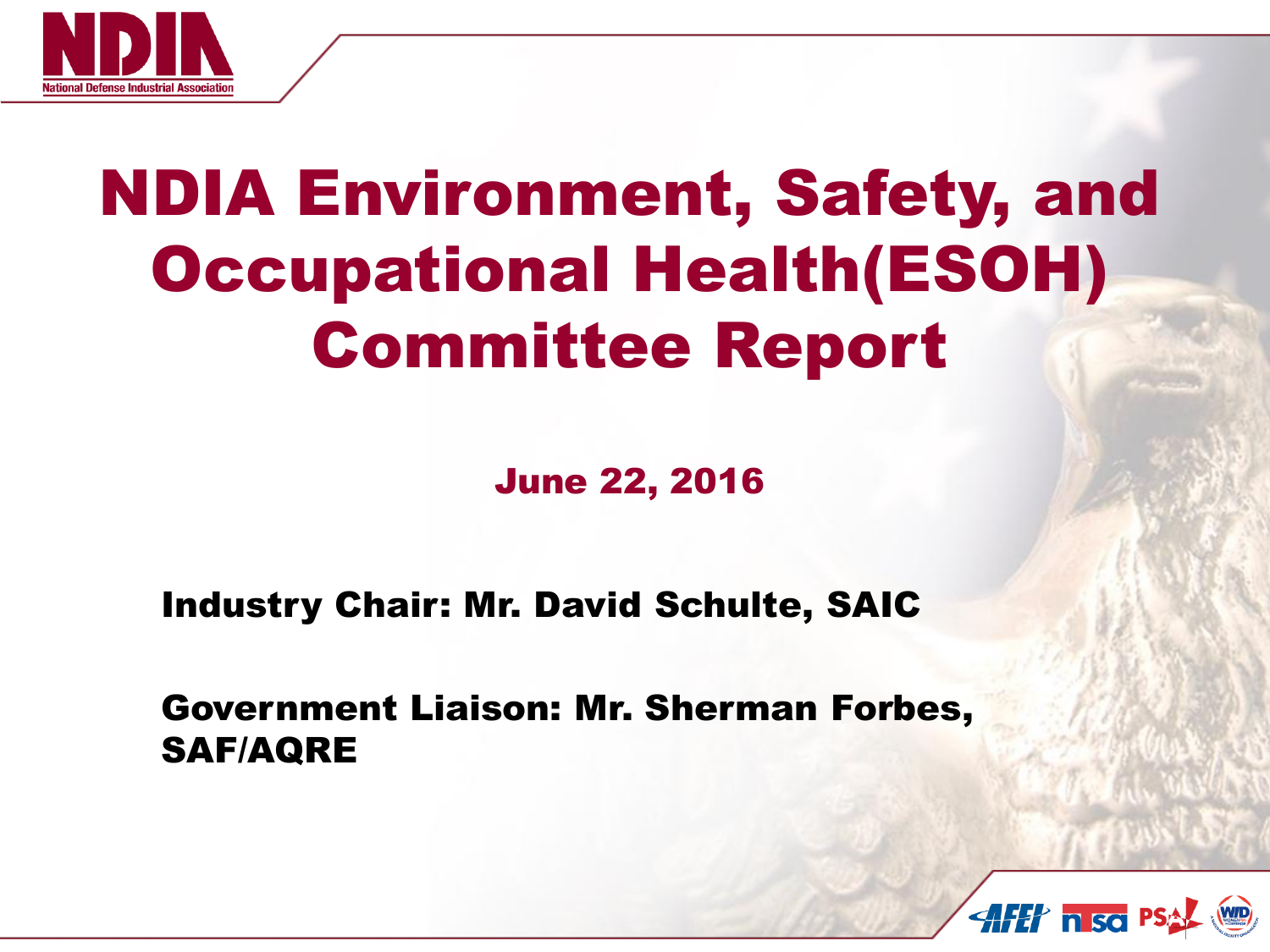# NDIA Environment, Safety, and Occupational Health(ESOH) Committee Report

**June 22, 2016**

**Industry Chair: Mr. David Schulte, SAIC**

**Government Liaison: Mr. Sherman Forbes, SAF/AQRE**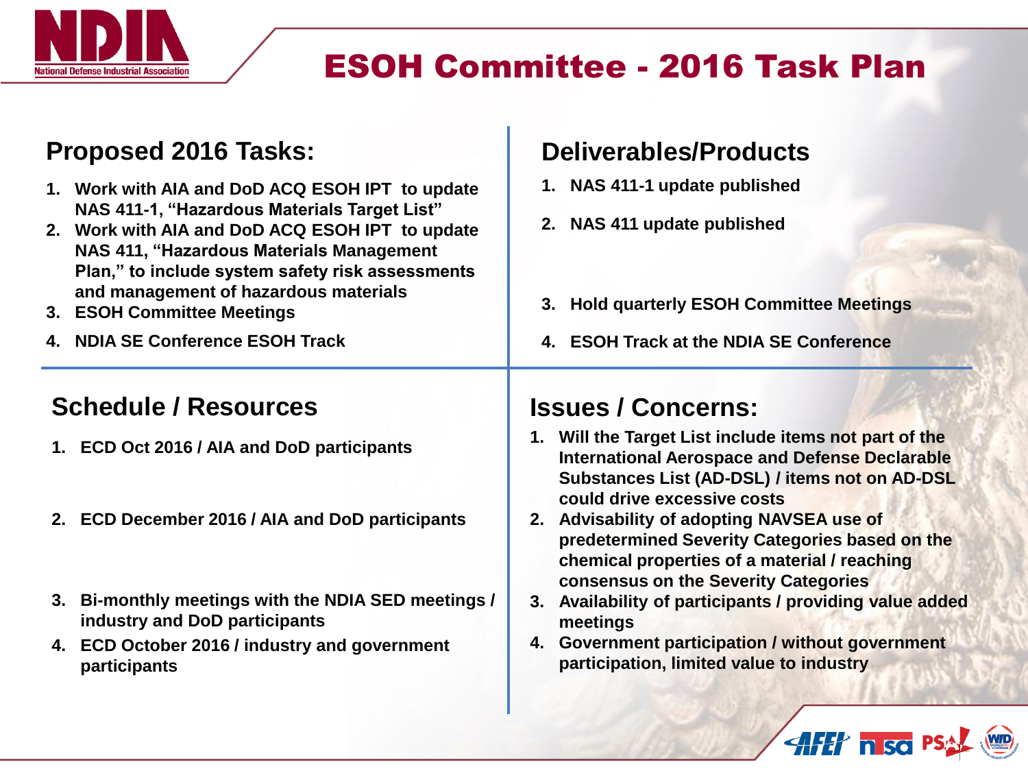# ESOH Committee - 2016 Task Plan

## Proposed 2016 Tasks:

1. **Work with AIA and DoD ACQ ESOH IPT to update NAS 411-1, "Hazardous Materials Target List"**
2. **Work with AIA and DoD ACQ ESOH IPT to update NAS 411, "Hazardous Materials Management Plan," to include system safety risk assessments and management of hazardous materials**
3. **ESOH Committee Meetings**
4. **NDIA SE Conference ESOH Track**

## Deliverables/Products

1. **NAS 411-1 update published**
2. **NAS 411 update published**
3. **Hold quarterly ESOH Committee Meetings**
4. **ESOH Track at the NDIA SE Conference**

## Schedule / Resources

1. **ECD Oct 2016 / AIA and DoD participants**
2. **ECD December 2016 / AIA and DoD participants**
3. **Bi-monthly meetings with the NDIA SED meetings / industry and DoD participants**
4. **ECD October 2016 / industry and government participants**

## Issues / Concerns:

1. **Will the Target List include items not part of the International Aerospace and Defense Declarable Substances List (AD-DSL) / items not on AD-DSL could drive excessive costs**
2. **Advisability of adopting NAVSEA use of predetermined Severity Categories based on the chemical properties of a material / reaching consensus on the Severity Categories**
3. **Availability of participants / providing value added meetings**
4. **Government participation / without government participation, limited value to industry**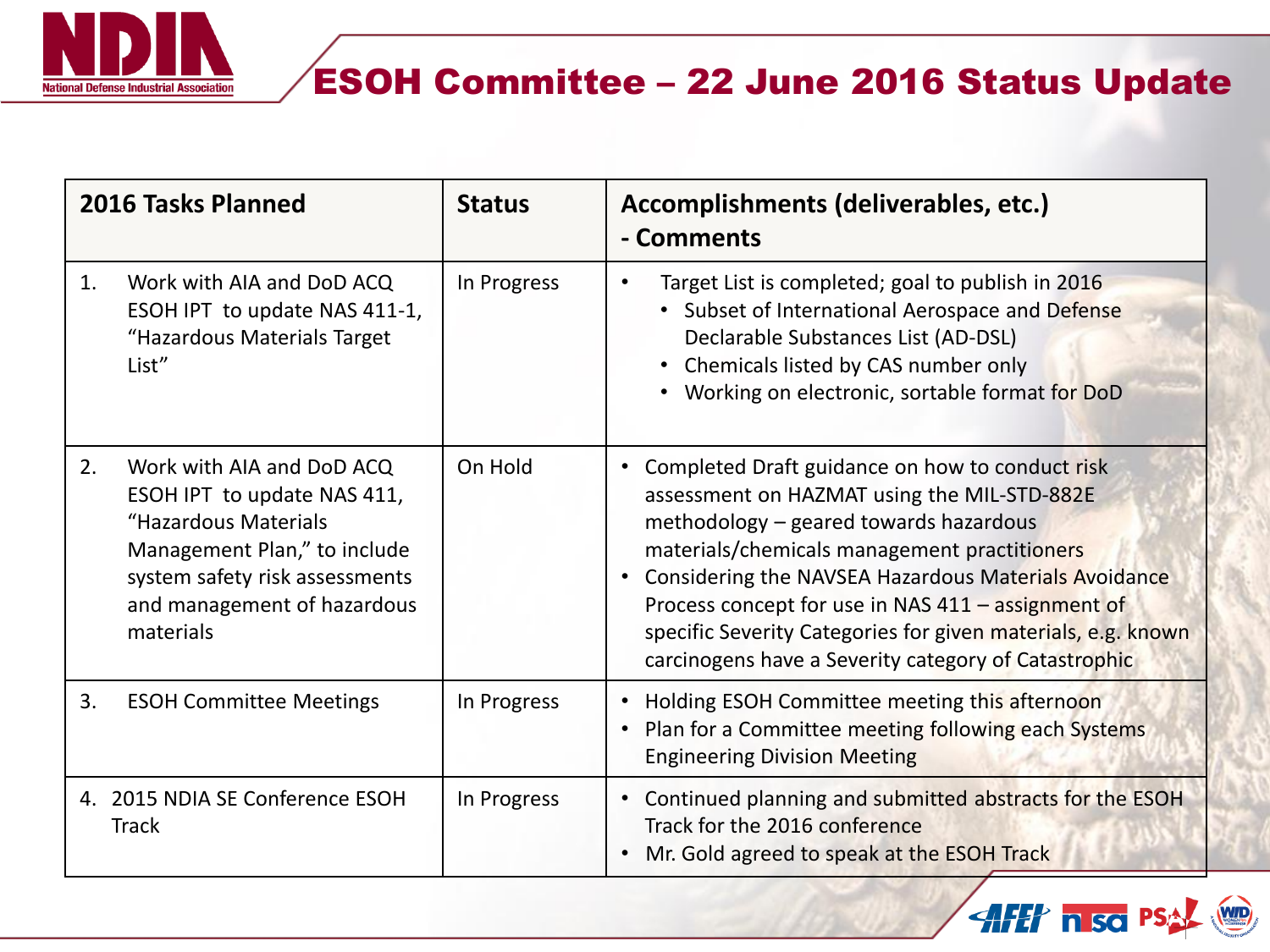# ESOH Committee – 22 June 2016 Status Update

| 2016 Tasks Planned | Status | Accomplishments (deliverables, etc.) - Comments |
|---|---|---|
| 1. Work with AIA and DoD ACQ ESOH IPT to update NAS 411-1, "Hazardous Materials Target List" | In Progress | • Target List is completed; goal to publish in 2016<br>  • Subset of International Aerospace and Defense Declarable Substances List (AD-DSL)<br>  • Chemicals listed by CAS number only<br>  • Working on electronic, sortable format for DoD |
| 2. Work with AIA and DoD ACQ ESOH IPT to update NAS 411, "Hazardous Materials Management Plan," to include system safety risk assessments and management of hazardous materials | On Hold | • Completed Draft guidance on how to conduct risk assessment on HAZMAT using the MIL-STD-882E methodology – geared towards hazardous materials/chemicals management practitioners<br>• Considering the NAVSEA Hazardous Materials Avoidance Process concept for use in NAS 411 – assignment of specific Severity Categories for given materials, e.g. known carcinogens have a Severity category of Catastrophic |
| 3. ESOH Committee Meetings | In Progress | • Holding ESOH Committee meeting this afternoon<br>• Plan for a Committee meeting following each Systems Engineering Division Meeting |
| 4. 2015 NDIA SE Conference ESOH Track | In Progress | • Continued planning and submitted abstracts for the ESOH Track for the 2016 conference<br>• Mr. Gold agreed to speak at the ESOH Track |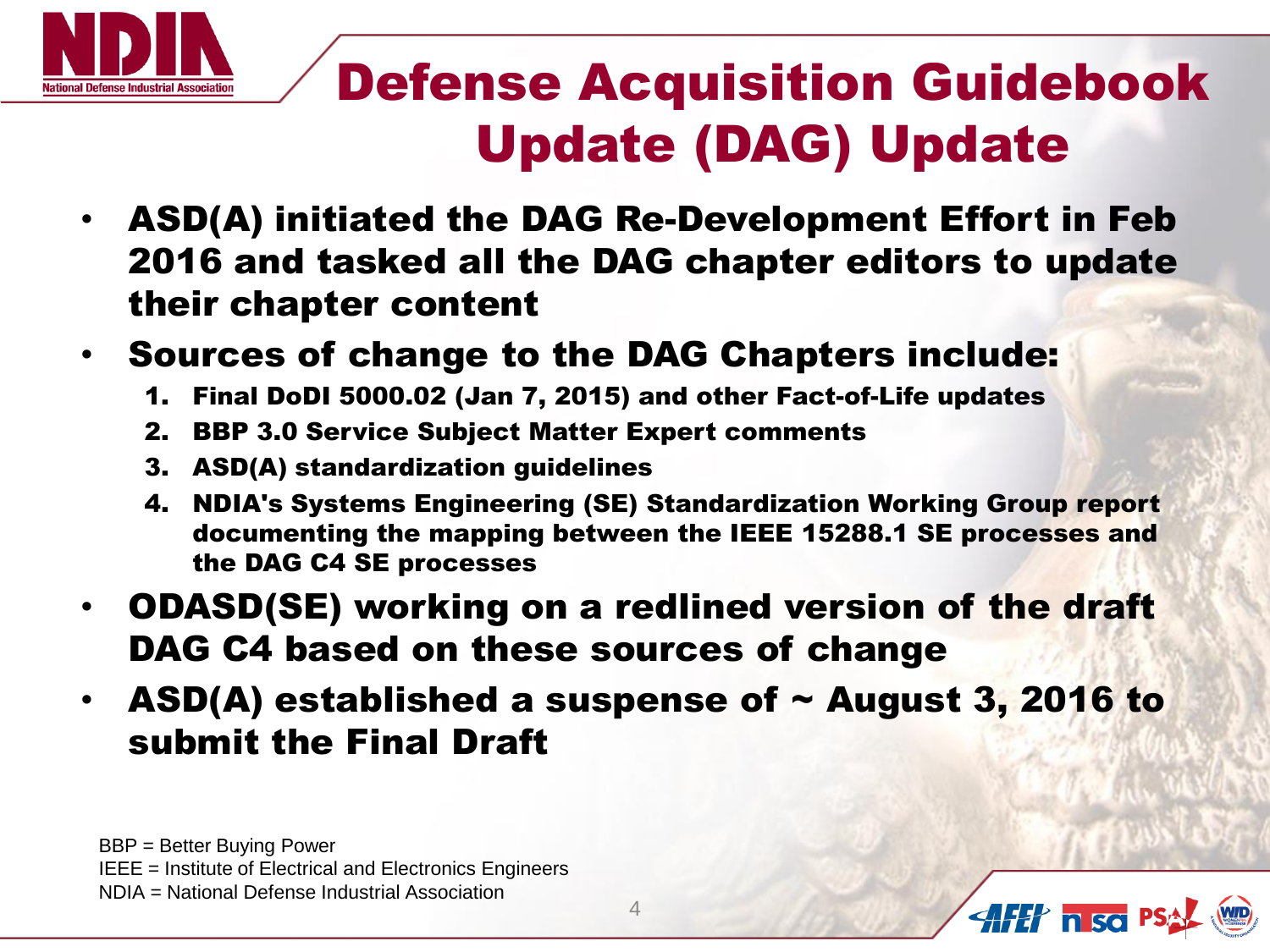# Defense Acquisition Guidebook Update (DAG) Update

- **ASD(A) initiated the DAG Re-Development Effort in Feb 2016 and tasked all the DAG chapter editors to update their chapter content**
- **Sources of change to the DAG Chapters include:**
  1. **Final DoDI 5000.02 (Jan 7, 2015) and other Fact-of-Life updates**
  2. **BBP 3.0 Service Subject Matter Expert comments**
  3. **ASD(A) standardization guidelines**
  4. **NDIA's Systems Engineering (SE) Standardization Working Group report documenting the mapping between the IEEE 15288.1 SE processes and the DAG C4 SE processes**
- **ODASD(SE) working on a redlined version of the draft DAG C4 based on these sources of change**
- **ASD(A) established a suspense of ~ August 3, 2016 to submit the Final Draft**

BBP = Better Buying Power
IEEE = Institute of Electrical and Electronics Engineers
NDIA = National Defense Industrial Association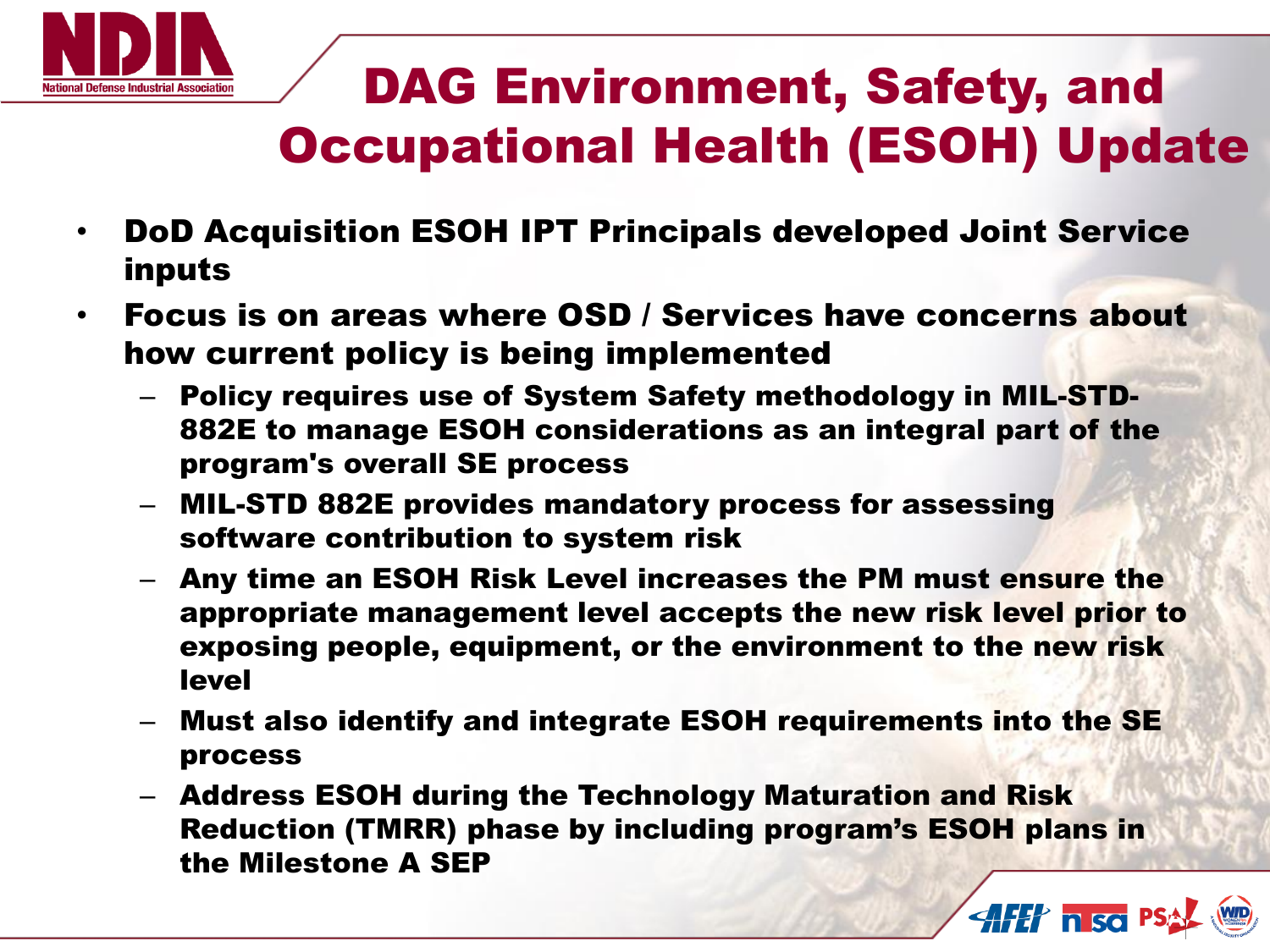# DAG Environment, Safety, and Occupational Health (ESOH) Update

- **DoD Acquisition ESOH IPT Principals developed Joint Service inputs**
- **Focus is on areas where OSD / Services have concerns about how current policy is being implemented**
  - **Policy requires use of System Safety methodology in MIL-STD-882E to manage ESOH considerations as an integral part of the program's overall SE process**
  - **MIL-STD 882E provides mandatory process for assessing software contribution to system risk**
  - **Any time an ESOH Risk Level increases the PM must ensure the appropriate management level accepts the new risk level prior to exposing people, equipment, or the environment to the new risk level**
  - **Must also identify and integrate ESOH requirements into the SE process**
  - **Address ESOH during the Technology Maturation and Risk Reduction (TMRR) phase by including program's ESOH plans in the Milestone A SEP**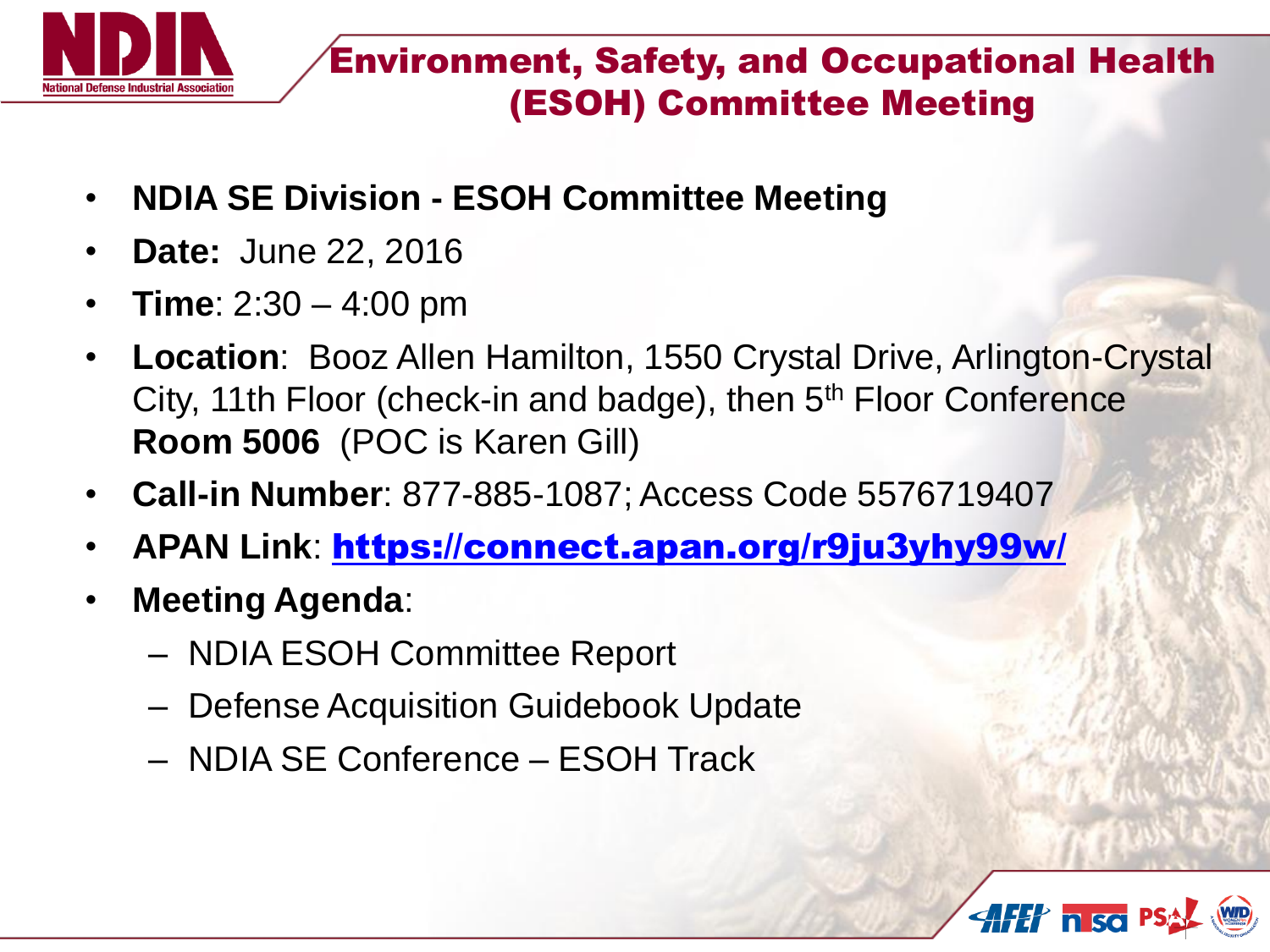# Environment, Safety, and Occupational Health (ESOH) Committee Meeting

- **NDIA SE Division - ESOH Committee Meeting**
- **Date:** June 22, 2016
- **Time**: 2:30 – 4:00 pm
- **Location**: Booz Allen Hamilton, 1550 Crystal Drive, Arlington-Crystal City, 11th Floor (check-in and badge), then 5th Floor Conference **Room 5006** (POC is Karen Gill)
- **Call-in Number**: 877-885-1087; Access Code 5576719407
- **APAN Link**: https://connect.apan.org/r9ju3yhy99w/
- **Meeting Agenda**:
  - NDIA ESOH Committee Report
  - Defense Acquisition Guidebook Update
  - NDIA SE Conference – ESOH Track